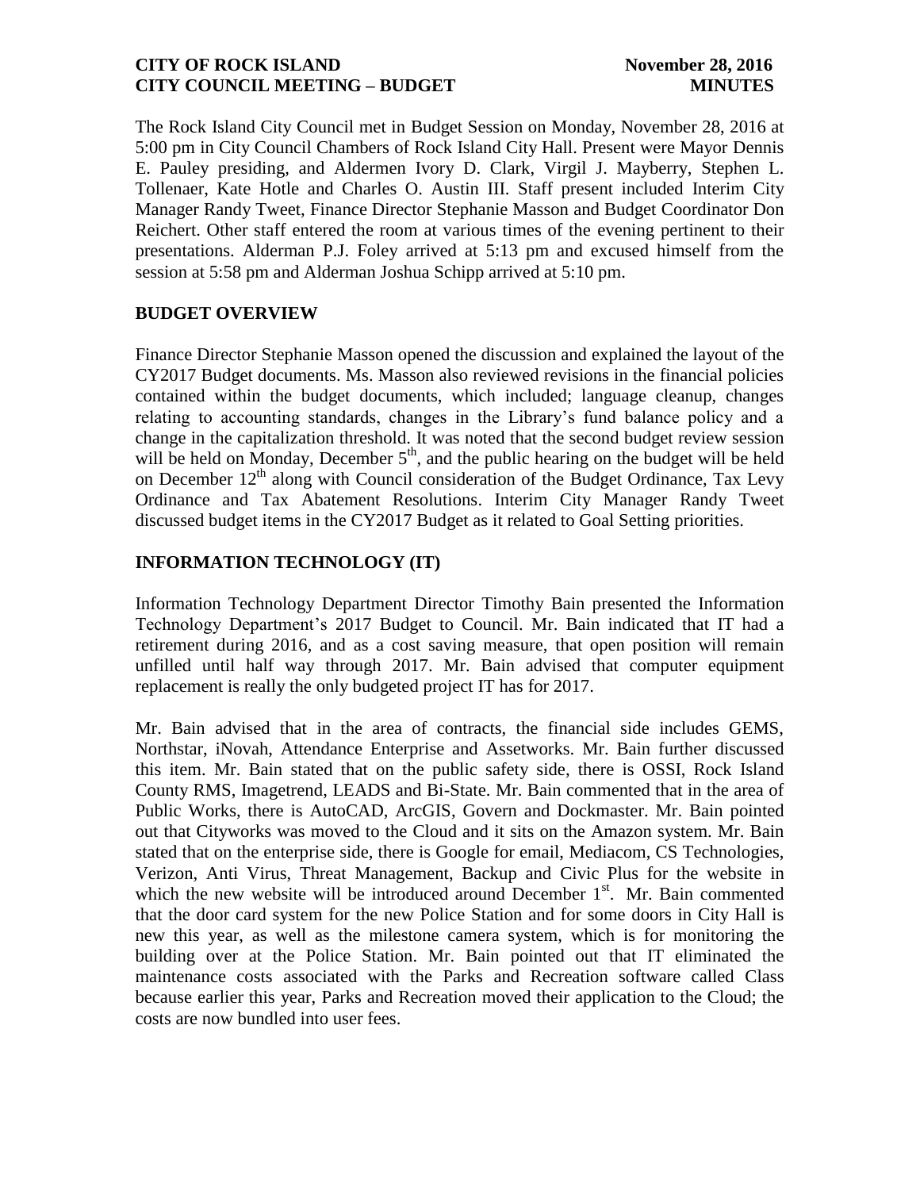The Rock Island City Council met in Budget Session on Monday, November 28, 2016 at 5:00 pm in City Council Chambers of Rock Island City Hall. Present were Mayor Dennis E. Pauley presiding, and Aldermen Ivory D. Clark, Virgil J. Mayberry, Stephen L. Tollenaer, Kate Hotle and Charles O. Austin III. Staff present included Interim City Manager Randy Tweet, Finance Director Stephanie Masson and Budget Coordinator Don Reichert. Other staff entered the room at various times of the evening pertinent to their presentations. Alderman P.J. Foley arrived at 5:13 pm and excused himself from the session at 5:58 pm and Alderman Joshua Schipp arrived at 5:10 pm.

## BUDGET OVERVIEW

Finance Director Stephanie Masson opened the discussion and explained the layout of the CY2017 Budget documents. Ms. Masson also reviewed revisions in the financial policies contained within the budget documents, which included; language cleanup, changes relating to accounting standards, changes in the Library's fund balance policy and a change in the capitalization threshold. It was noted that the second budget review session will be held on Monday, December 5th, and the public hearing on the budget will be held on December 12th along with Council consideration of the Budget Ordinance, Tax Levy Ordinance and Tax Abatement Resolutions. Interim City Manager Randy Tweet discussed budget items in the CY2017 Budget as it related to Goal Setting priorities.

## INFORMATION TECHNOLOGY (IT)

Information Technology Department Director Timothy Bain presented the Information Technology Department's 2017 Budget to Council. Mr. Bain indicated that IT had a retirement during 2016, and as a cost saving measure, that open position will remain unfilled until half way through 2017. Mr. Bain advised that computer equipment replacement is really the only budgeted project IT has for 2017.

Mr. Bain advised that in the area of contracts, the financial side includes GEMS, Northstar, iNovah, Attendance Enterprise and Assetworks. Mr. Bain further discussed this item. Mr. Bain stated that on the public safety side, there is OSSI, Rock Island County RMS, Imagetrend, LEADS and Bi-State. Mr. Bain commented that in the area of Public Works, there is AutoCAD, ArcGIS, Govern and Dockmaster. Mr. Bain pointed out that Cityworks was moved to the Cloud and it sits on the Amazon system. Mr. Bain stated that on the enterprise side, there is Google for email, Mediacom, CS Technologies, Verizon, Anti Virus, Threat Management, Backup and Civic Plus for the website in which the new website will be introduced around December 1st. Mr. Bain commented that the door card system for the new Police Station and for some doors in City Hall is new this year, as well as the milestone camera system, which is for monitoring the building over at the Police Station. Mr. Bain pointed out that IT eliminated the maintenance costs associated with the Parks and Recreation software called Class because earlier this year, Parks and Recreation moved their application to the Cloud; the costs are now bundled into user fees.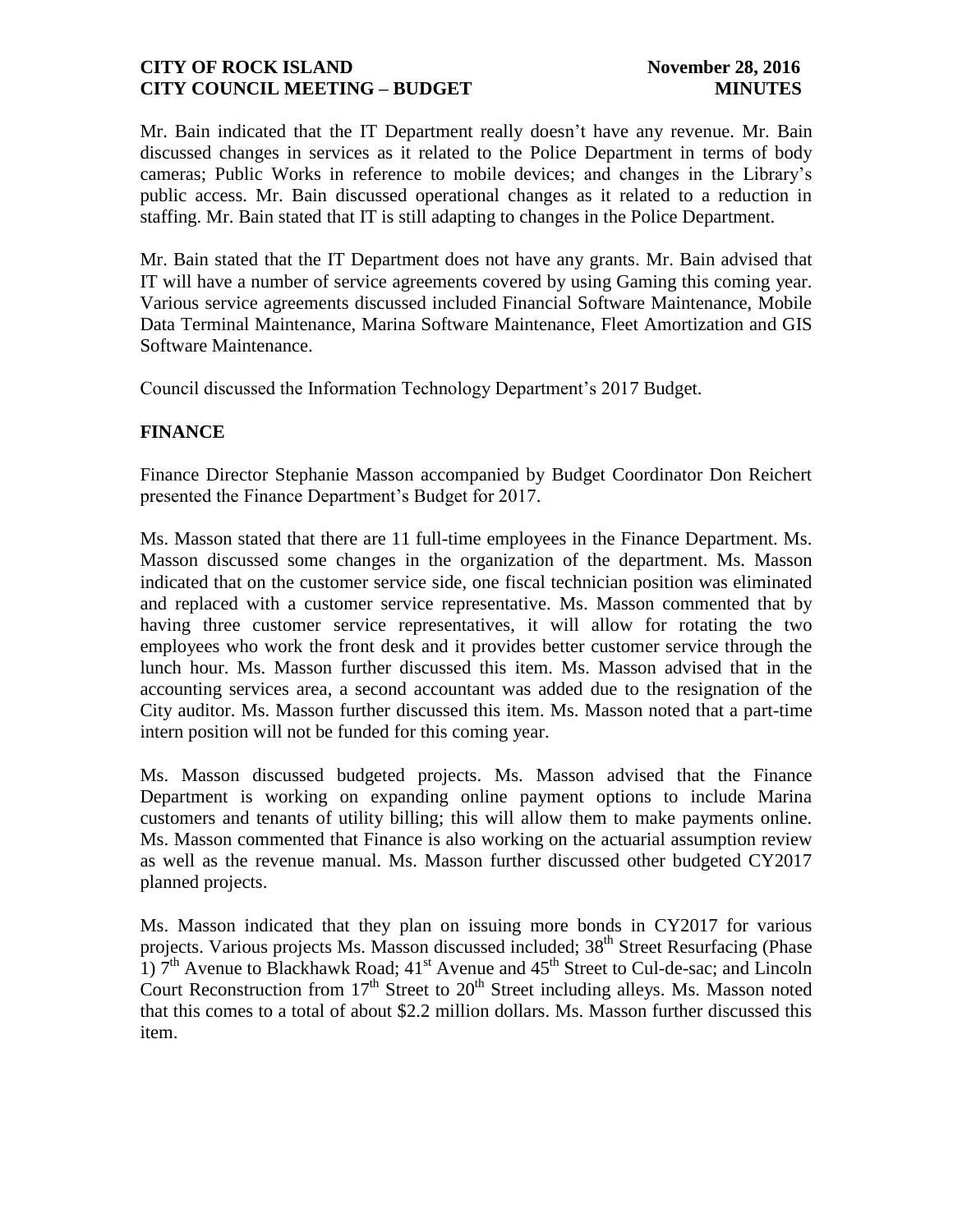Mr. Bain indicated that the IT Department really doesn't have any revenue. Mr. Bain discussed changes in services as it related to the Police Department in terms of body cameras; Public Works in reference to mobile devices; and changes in the Library's public access. Mr. Bain discussed operational changes as it related to a reduction in staffing. Mr. Bain stated that IT is still adapting to changes in the Police Department.

Mr. Bain stated that the IT Department does not have any grants. Mr. Bain advised that IT will have a number of service agreements covered by using Gaming this coming year. Various service agreements discussed included Financial Software Maintenance, Mobile Data Terminal Maintenance, Marina Software Maintenance, Fleet Amortization and GIS Software Maintenance.

Council discussed the Information Technology Department's 2017 Budget.

## FINANCE

Finance Director Stephanie Masson accompanied by Budget Coordinator Don Reichert presented the Finance Department's Budget for 2017.

Ms. Masson stated that there are 11 full-time employees in the Finance Department. Ms. Masson discussed some changes in the organization of the department. Ms. Masson indicated that on the customer service side, one fiscal technician position was eliminated and replaced with a customer service representative. Ms. Masson commented that by having three customer service representatives, it will allow for rotating the two employees who work the front desk and it provides better customer service through the lunch hour. Ms. Masson further discussed this item. Ms. Masson advised that in the accounting services area, a second accountant was added due to the resignation of the City auditor. Ms. Masson further discussed this item. Ms. Masson noted that a part-time intern position will not be funded for this coming year.

Ms. Masson discussed budgeted projects. Ms. Masson advised that the Finance Department is working on expanding online payment options to include Marina customers and tenants of utility billing; this will allow them to make payments online. Ms. Masson commented that Finance is also working on the actuarial assumption review as well as the revenue manual. Ms. Masson further discussed other budgeted CY2017 planned projects.

Ms. Masson indicated that they plan on issuing more bonds in CY2017 for various projects. Various projects Ms. Masson discussed included; 38th Street Resurfacing (Phase 1) 7th Avenue to Blackhawk Road; 41st Avenue and 45th Street to Cul-de-sac; and Lincoln Court Reconstruction from 17th Street to 20th Street including alleys. Ms. Masson noted that this comes to a total of about $2.2 million dollars. Ms. Masson further discussed this item.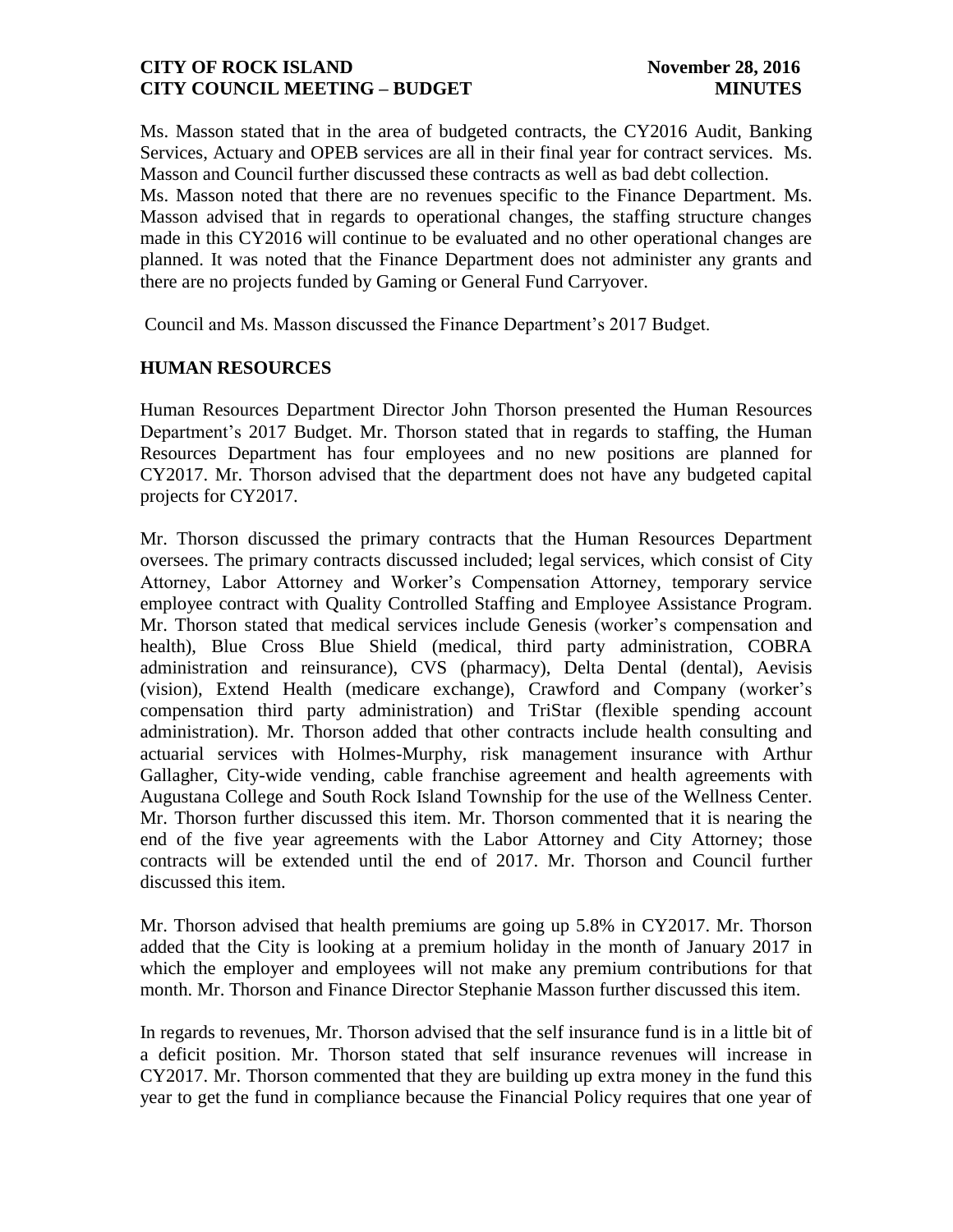Ms. Masson stated that in the area of budgeted contracts, the CY2016 Audit, Banking Services, Actuary and OPEB services are all in their final year for contract services. Ms. Masson and Council further discussed these contracts as well as bad debt collection.

Ms. Masson noted that there are no revenues specific to the Finance Department. Ms. Masson advised that in regards to operational changes, the staffing structure changes made in this CY2016 will continue to be evaluated and no other operational changes are planned. It was noted that the Finance Department does not administer any grants and there are no projects funded by Gaming or General Fund Carryover.

Council and Ms. Masson discussed the Finance Department's 2017 Budget.

## HUMAN RESOURCES

Human Resources Department Director John Thorson presented the Human Resources Department's 2017 Budget. Mr. Thorson stated that in regards to staffing, the Human Resources Department has four employees and no new positions are planned for CY2017. Mr. Thorson advised that the department does not have any budgeted capital projects for CY2017.

Mr. Thorson discussed the primary contracts that the Human Resources Department oversees. The primary contracts discussed included; legal services, which consist of City Attorney, Labor Attorney and Worker's Compensation Attorney, temporary service employee contract with Quality Controlled Staffing and Employee Assistance Program. Mr. Thorson stated that medical services include Genesis (worker's compensation and health), Blue Cross Blue Shield (medical, third party administration, COBRA administration and reinsurance), CVS (pharmacy), Delta Dental (dental), Aevisis (vision), Extend Health (medicare exchange), Crawford and Company (worker's compensation third party administration) and TriStar (flexible spending account administration). Mr. Thorson added that other contracts include health consulting and actuarial services with Holmes-Murphy, risk management insurance with Arthur Gallagher, City-wide vending, cable franchise agreement and health agreements with Augustana College and South Rock Island Township for the use of the Wellness Center. Mr. Thorson further discussed this item. Mr. Thorson commented that it is nearing the end of the five year agreements with the Labor Attorney and City Attorney; those contracts will be extended until the end of 2017. Mr. Thorson and Council further discussed this item.

Mr. Thorson advised that health premiums are going up 5.8% in CY2017. Mr. Thorson added that the City is looking at a premium holiday in the month of January 2017 in which the employer and employees will not make any premium contributions for that month. Mr. Thorson and Finance Director Stephanie Masson further discussed this item.

In regards to revenues, Mr. Thorson advised that the self insurance fund is in a little bit of a deficit position. Mr. Thorson stated that self insurance revenues will increase in CY2017. Mr. Thorson commented that they are building up extra money in the fund this year to get the fund in compliance because the Financial Policy requires that one year of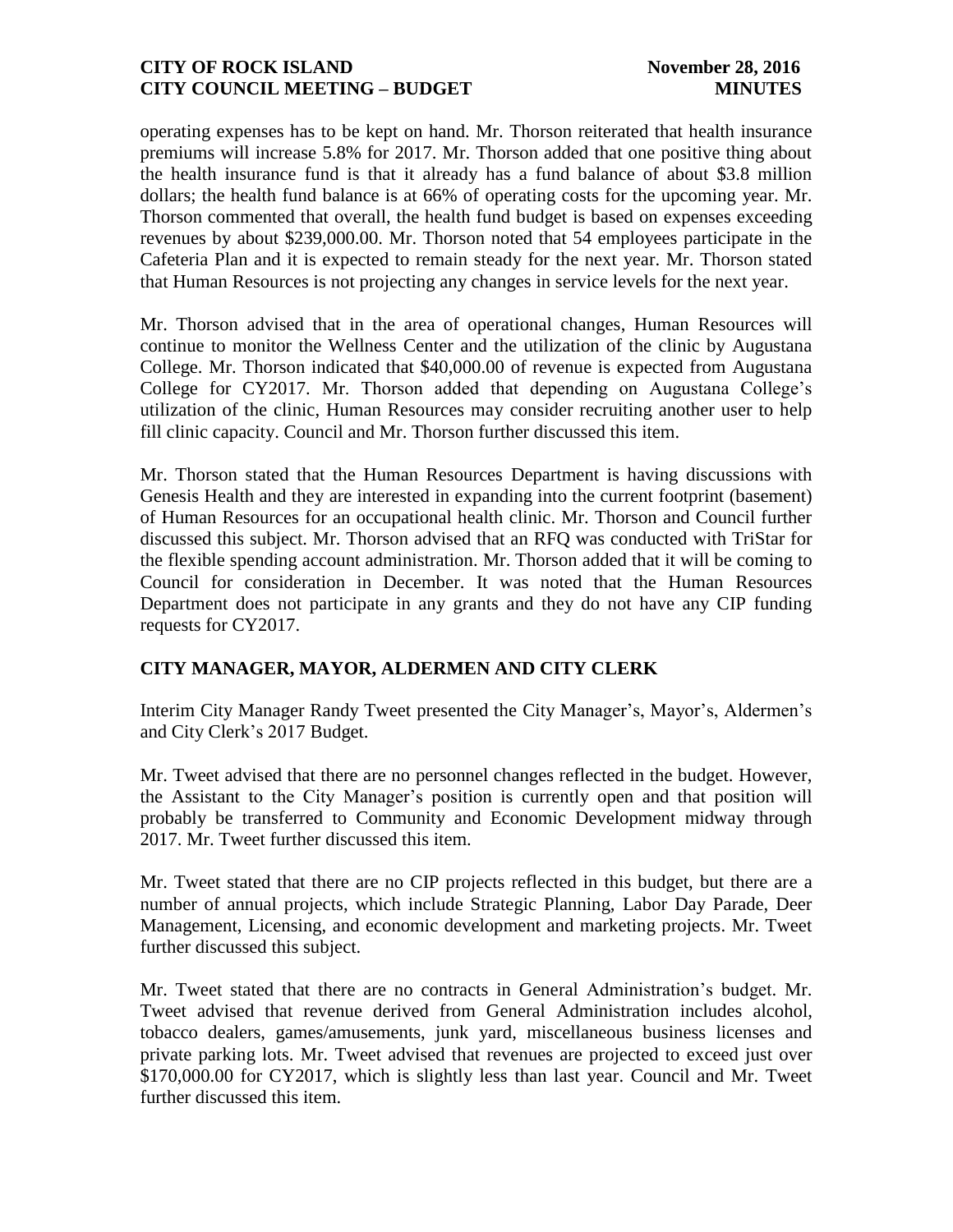operating expenses has to be kept on hand. Mr. Thorson reiterated that health insurance premiums will increase 5.8% for 2017. Mr. Thorson added that one positive thing about the health insurance fund is that it already has a fund balance of about $3.8 million dollars; the health fund balance is at 66% of operating costs for the upcoming year. Mr. Thorson commented that overall, the health fund budget is based on expenses exceeding revenues by about $239,000.00. Mr. Thorson noted that 54 employees participate in the Cafeteria Plan and it is expected to remain steady for the next year. Mr. Thorson stated that Human Resources is not projecting any changes in service levels for the next year.

Mr. Thorson advised that in the area of operational changes, Human Resources will continue to monitor the Wellness Center and the utilization of the clinic by Augustana College. Mr. Thorson indicated that $40,000.00 of revenue is expected from Augustana College for CY2017. Mr. Thorson added that depending on Augustana College's utilization of the clinic, Human Resources may consider recruiting another user to help fill clinic capacity. Council and Mr. Thorson further discussed this item.

Mr. Thorson stated that the Human Resources Department is having discussions with Genesis Health and they are interested in expanding into the current footprint (basement) of Human Resources for an occupational health clinic. Mr. Thorson and Council further discussed this subject. Mr. Thorson advised that an RFQ was conducted with TriStar for the flexible spending account administration. Mr. Thorson added that it will be coming to Council for consideration in December. It was noted that the Human Resources Department does not participate in any grants and they do not have any CIP funding requests for CY2017.

## CITY MANAGER, MAYOR, ALDERMEN AND CITY CLERK

Interim City Manager Randy Tweet presented the City Manager's, Mayor's, Aldermen's and City Clerk's 2017 Budget.

Mr. Tweet advised that there are no personnel changes reflected in the budget. However, the Assistant to the City Manager's position is currently open and that position will probably be transferred to Community and Economic Development midway through 2017. Mr. Tweet further discussed this item.

Mr. Tweet stated that there are no CIP projects reflected in this budget, but there are a number of annual projects, which include Strategic Planning, Labor Day Parade, Deer Management, Licensing, and economic development and marketing projects. Mr. Tweet further discussed this subject.

Mr. Tweet stated that there are no contracts in General Administration's budget. Mr. Tweet advised that revenue derived from General Administration includes alcohol, tobacco dealers, games/amusements, junk yard, miscellaneous business licenses and private parking lots. Mr. Tweet advised that revenues are projected to exceed just over $170,000.00 for CY2017, which is slightly less than last year. Council and Mr. Tweet further discussed this item.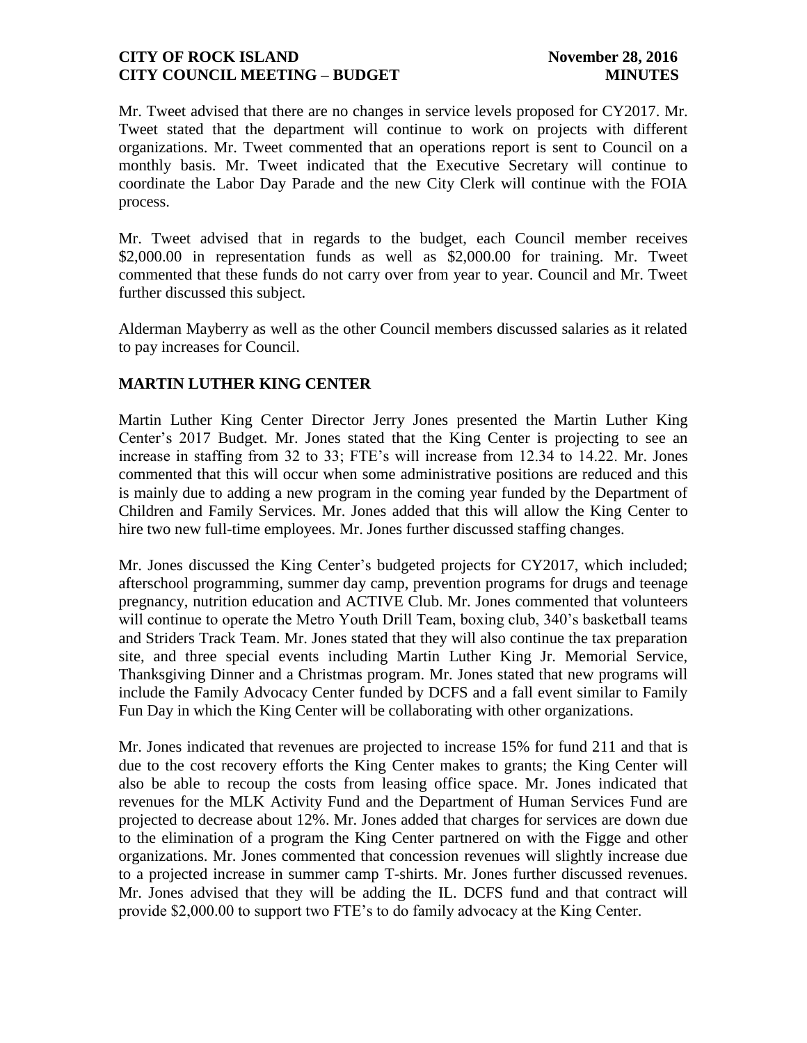Mr. Tweet advised that there are no changes in service levels proposed for CY2017. Mr. Tweet stated that the department will continue to work on projects with different organizations. Mr. Tweet commented that an operations report is sent to Council on a monthly basis. Mr. Tweet indicated that the Executive Secretary will continue to coordinate the Labor Day Parade and the new City Clerk will continue with the FOIA process.

Mr. Tweet advised that in regards to the budget, each Council member receives \$2,000.00 in representation funds as well as \$2,000.00 for training. Mr. Tweet commented that these funds do not carry over from year to year. Council and Mr. Tweet further discussed this subject.

Alderman Mayberry as well as the other Council members discussed salaries as it related to pay increases for Council.

## MARTIN LUTHER KING CENTER

Martin Luther King Center Director Jerry Jones presented the Martin Luther King Center's 2017 Budget. Mr. Jones stated that the King Center is projecting to see an increase in staffing from 32 to 33; FTE's will increase from 12.34 to 14.22. Mr. Jones commented that this will occur when some administrative positions are reduced and this is mainly due to adding a new program in the coming year funded by the Department of Children and Family Services. Mr. Jones added that this will allow the King Center to hire two new full-time employees. Mr. Jones further discussed staffing changes.

Mr. Jones discussed the King Center's budgeted projects for CY2017, which included; afterschool programming, summer day camp, prevention programs for drugs and teenage pregnancy, nutrition education and ACTIVE Club. Mr. Jones commented that volunteers will continue to operate the Metro Youth Drill Team, boxing club, 340's basketball teams and Striders Track Team. Mr. Jones stated that they will also continue the tax preparation site, and three special events including Martin Luther King Jr. Memorial Service, Thanksgiving Dinner and a Christmas program. Mr. Jones stated that new programs will include the Family Advocacy Center funded by DCFS and a fall event similar to Family Fun Day in which the King Center will be collaborating with other organizations.

Mr. Jones indicated that revenues are projected to increase 15% for fund 211 and that is due to the cost recovery efforts the King Center makes to grants; the King Center will also be able to recoup the costs from leasing office space. Mr. Jones indicated that revenues for the MLK Activity Fund and the Department of Human Services Fund are projected to decrease about 12%. Mr. Jones added that charges for services are down due to the elimination of a program the King Center partnered on with the Figge and other organizations. Mr. Jones commented that concession revenues will slightly increase due to a projected increase in summer camp T-shirts. Mr. Jones further discussed revenues. Mr. Jones advised that they will be adding the IL. DCFS fund and that contract will provide \$2,000.00 to support two FTE's to do family advocacy at the King Center.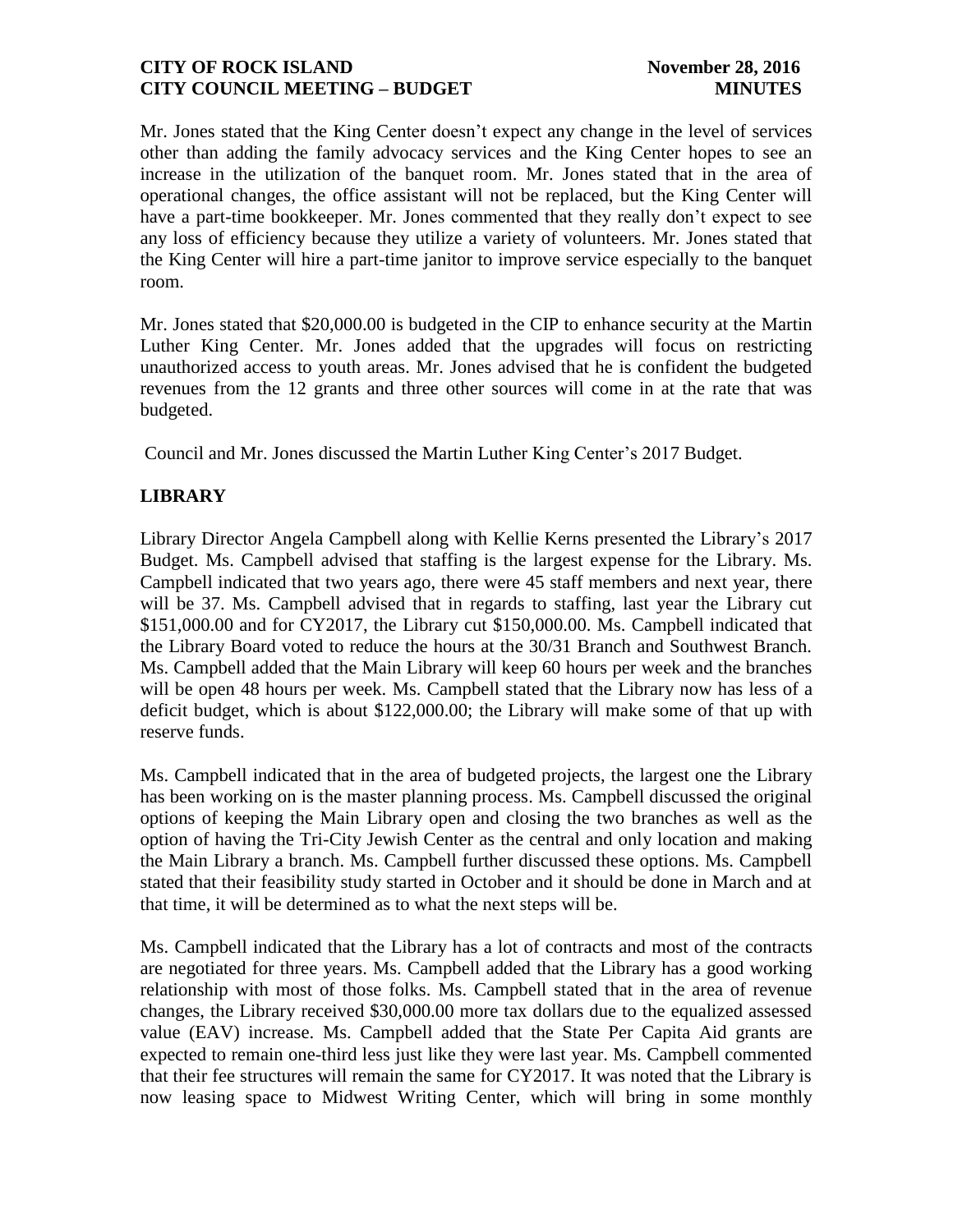Mr. Jones stated that the King Center doesn't expect any change in the level of services other than adding the family advocacy services and the King Center hopes to see an increase in the utilization of the banquet room. Mr. Jones stated that in the area of operational changes, the office assistant will not be replaced, but the King Center will have a part-time bookkeeper. Mr. Jones commented that they really don't expect to see any loss of efficiency because they utilize a variety of volunteers. Mr. Jones stated that the King Center will hire a part-time janitor to improve service especially to the banquet room.

Mr. Jones stated that $20,000.00 is budgeted in the CIP to enhance security at the Martin Luther King Center. Mr. Jones added that the upgrades will focus on restricting unauthorized access to youth areas. Mr. Jones advised that he is confident the budgeted revenues from the 12 grants and three other sources will come in at the rate that was budgeted.

Council and Mr. Jones discussed the Martin Luther King Center's 2017 Budget.

## LIBRARY

Library Director Angela Campbell along with Kellie Kerns presented the Library's 2017 Budget. Ms. Campbell advised that staffing is the largest expense for the Library. Ms. Campbell indicated that two years ago, there were 45 staff members and next year, there will be 37. Ms. Campbell advised that in regards to staffing, last year the Library cut $151,000.00 and for CY2017, the Library cut $150,000.00. Ms. Campbell indicated that the Library Board voted to reduce the hours at the 30/31 Branch and Southwest Branch. Ms. Campbell added that the Main Library will keep 60 hours per week and the branches will be open 48 hours per week. Ms. Campbell stated that the Library now has less of a deficit budget, which is about $122,000.00; the Library will make some of that up with reserve funds.

Ms. Campbell indicated that in the area of budgeted projects, the largest one the Library has been working on is the master planning process. Ms. Campbell discussed the original options of keeping the Main Library open and closing the two branches as well as the option of having the Tri-City Jewish Center as the central and only location and making the Main Library a branch. Ms. Campbell further discussed these options. Ms. Campbell stated that their feasibility study started in October and it should be done in March and at that time, it will be determined as to what the next steps will be.

Ms. Campbell indicated that the Library has a lot of contracts and most of the contracts are negotiated for three years. Ms. Campbell added that the Library has a good working relationship with most of those folks. Ms. Campbell stated that in the area of revenue changes, the Library received $30,000.00 more tax dollars due to the equalized assessed value (EAV) increase. Ms. Campbell added that the State Per Capita Aid grants are expected to remain one-third less just like they were last year. Ms. Campbell commented that their fee structures will remain the same for CY2017. It was noted that the Library is now leasing space to Midwest Writing Center, which will bring in some monthly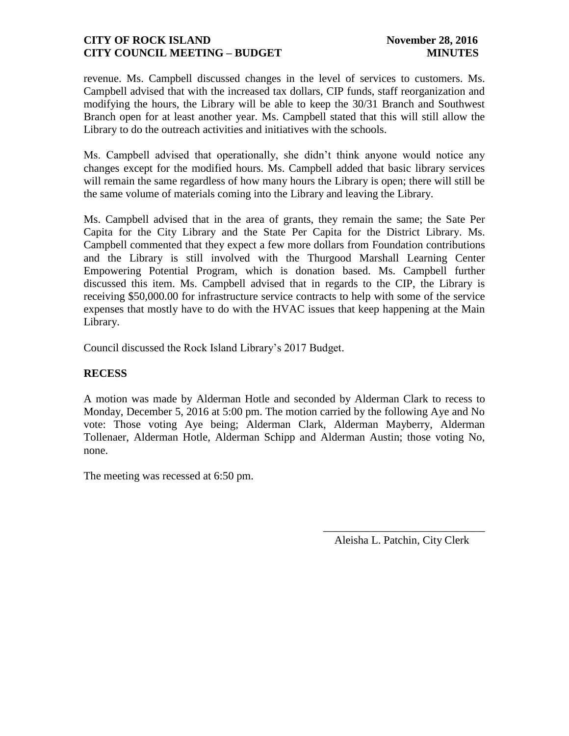revenue. Ms. Campbell discussed changes in the level of services to customers. Ms. Campbell advised that with the increased tax dollars, CIP funds, staff reorganization and modifying the hours, the Library will be able to keep the 30/31 Branch and Southwest Branch open for at least another year. Ms. Campbell stated that this will still allow the Library to do the outreach activities and initiatives with the schools.

Ms. Campbell advised that operationally, she didn't think anyone would notice any changes except for the modified hours. Ms. Campbell added that basic library services will remain the same regardless of how many hours the Library is open; there will still be the same volume of materials coming into the Library and leaving the Library.

Ms. Campbell advised that in the area of grants, they remain the same; the Sate Per Capita for the City Library and the State Per Capita for the District Library. Ms. Campbell commented that they expect a few more dollars from Foundation contributions and the Library is still involved with the Thurgood Marshall Learning Center Empowering Potential Program, which is donation based. Ms. Campbell further discussed this item. Ms. Campbell advised that in regards to the CIP, the Library is receiving $50,000.00 for infrastructure service contracts to help with some of the service expenses that mostly have to do with the HVAC issues that keep happening at the Main Library.

Council discussed the Rock Island Library's 2017 Budget.

**RECESS**

A motion was made by Alderman Hotle and seconded by Alderman Clark to recess to Monday, December 5, 2016 at 5:00 pm. The motion carried by the following Aye and No vote: Those voting Aye being; Alderman Clark, Alderman Mayberry, Alderman Tollenaer, Alderman Hotle, Alderman Schipp and Alderman Austin; those voting No, none.

The meeting was recessed at 6:50 pm.

\_\_\_\_\_\_\_\_\_\_\_\_\_\_\_\_\_\_\_\_\_\_\_\_\_\_\_\_\_\_

Aleisha L. Patchin, City Clerk